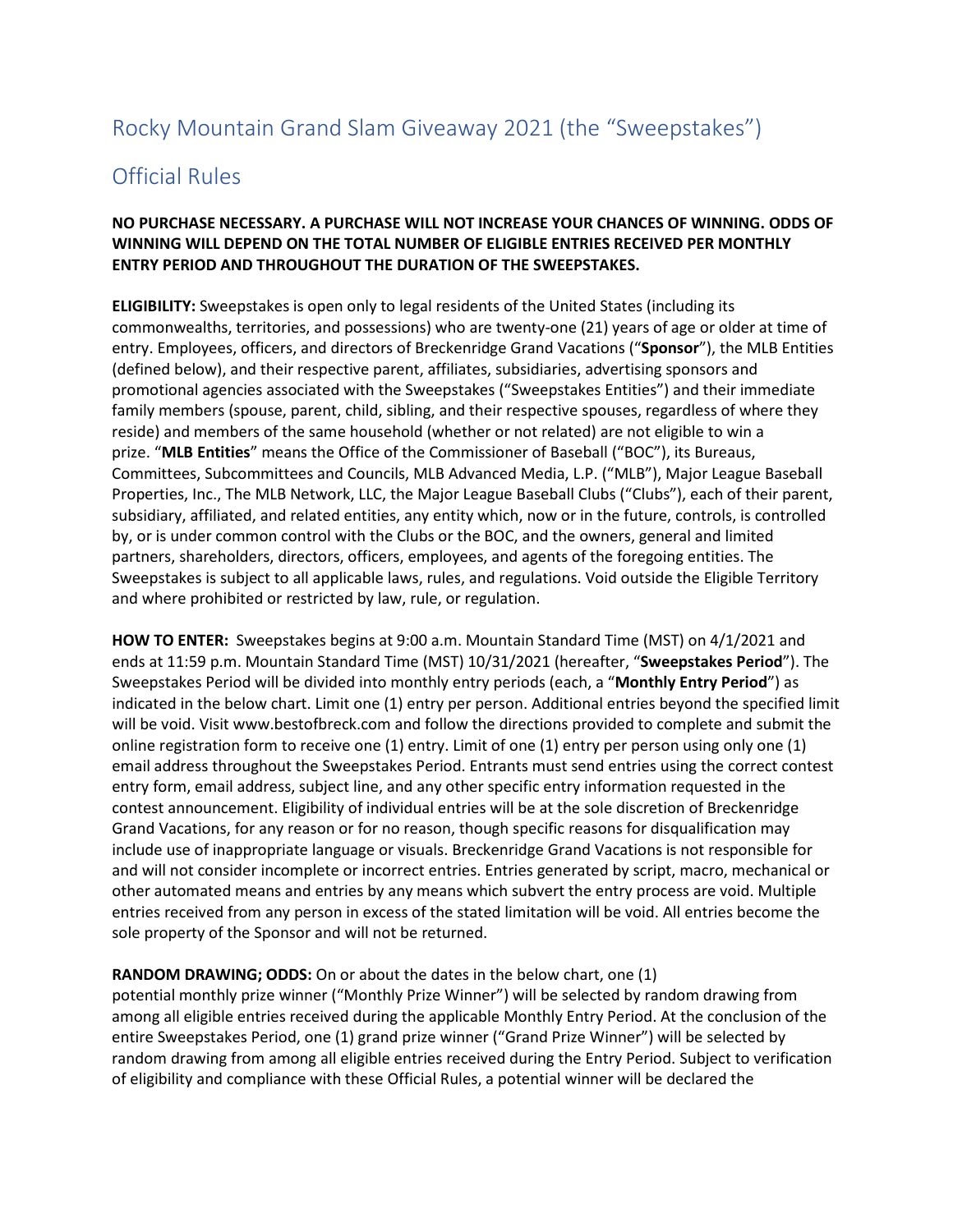# Rocky Mountain Grand Slam Giveaway 2021 (the "Sweepstakes")

## Official Rules

**NO PURCHASE NECESSARY. A PURCHASE WILL NOT INCREASE YOUR CHANCES OF WINNING. ODDS OF WINNING WILL DEPEND ON THE TOTAL NUMBER OF ELIGIBLE ENTRIES RECEIVED PER MONTHLY ENTRY PERIOD AND THROUGHOUT THE DURATION OF THE SWEEPSTAKES.**

**ELIGIBILITY:** Sweepstakes is open only to legal residents of the United States (including its commonwealths, territories, and possessions) who are twenty-one (21) years of age or older at time of entry. Employees, officers, and directors of Breckenridge Grand Vacations ("**Sponsor**"), the MLB Entities (defined below), and their respective parent, affiliates, subsidiaries, advertising sponsors and promotional agencies associated with the Sweepstakes ("Sweepstakes Entities") and their immediate family members (spouse, parent, child, sibling, and their respective spouses, regardless of where they reside) and members of the same household (whether or not related) are not eligible to win a prize. "**MLB Entities**" means the Office of the Commissioner of Baseball ("BOC"), its Bureaus, Committees, Subcommittees and Councils, MLB Advanced Media, L.P. ("MLB"), Major League Baseball Properties, Inc., The MLB Network, LLC, the Major League Baseball Clubs ("Clubs"), each of their parent, subsidiary, affiliated, and related entities, any entity which, now or in the future, controls, is controlled by, or is under common control with the Clubs or the BOC, and the owners, general and limited partners, shareholders, directors, officers, employees, and agents of the foregoing entities. The Sweepstakes is subject to all applicable laws, rules, and regulations. Void outside the Eligible Territory and where prohibited or restricted by law, rule, or regulation.

**HOW TO ENTER:** Sweepstakes begins at 9:00 a.m. Mountain Standard Time (MST) on 4/1/2021 and ends at 11:59 p.m. Mountain Standard Time (MST) 10/31/2021 (hereafter, "**Sweepstakes Period**"). The Sweepstakes Period will be divided into monthly entry periods (each, a "**Monthly Entry Period**") as indicated in the below chart. Limit one (1) entry per person. Additional entries beyond the specified limit will be void. Visit www.bestofbreck.com and follow the directions provided to complete and submit the online registration form to receive one (1) entry. Limit of one (1) entry per person using only one (1) email address throughout the Sweepstakes Period. Entrants must send entries using the correct contest entry form, email address, subject line, and any other specific entry information requested in the contest announcement. Eligibility of individual entries will be at the sole discretion of Breckenridge Grand Vacations, for any reason or for no reason, though specific reasons for disqualification may include use of inappropriate language or visuals. Breckenridge Grand Vacations is not responsible for and will not consider incomplete or incorrect entries. Entries generated by script, macro, mechanical or other automated means and entries by any means which subvert the entry process are void. Multiple entries received from any person in excess of the stated limitation will be void. All entries become the sole property of the Sponsor and will not be returned.

**RANDOM DRAWING; ODDS:** On or about the dates in the below chart, one (1) potential monthly prize winner ("Monthly Prize Winner") will be selected by random drawing from among all eligible entries received during the applicable Monthly Entry Period. At the conclusion of the entire Sweepstakes Period, one (1) grand prize winner ("Grand Prize Winner") will be selected by random drawing from among all eligible entries received during the Entry Period. Subject to verification of eligibility and compliance with these Official Rules, a potential winner will be declared the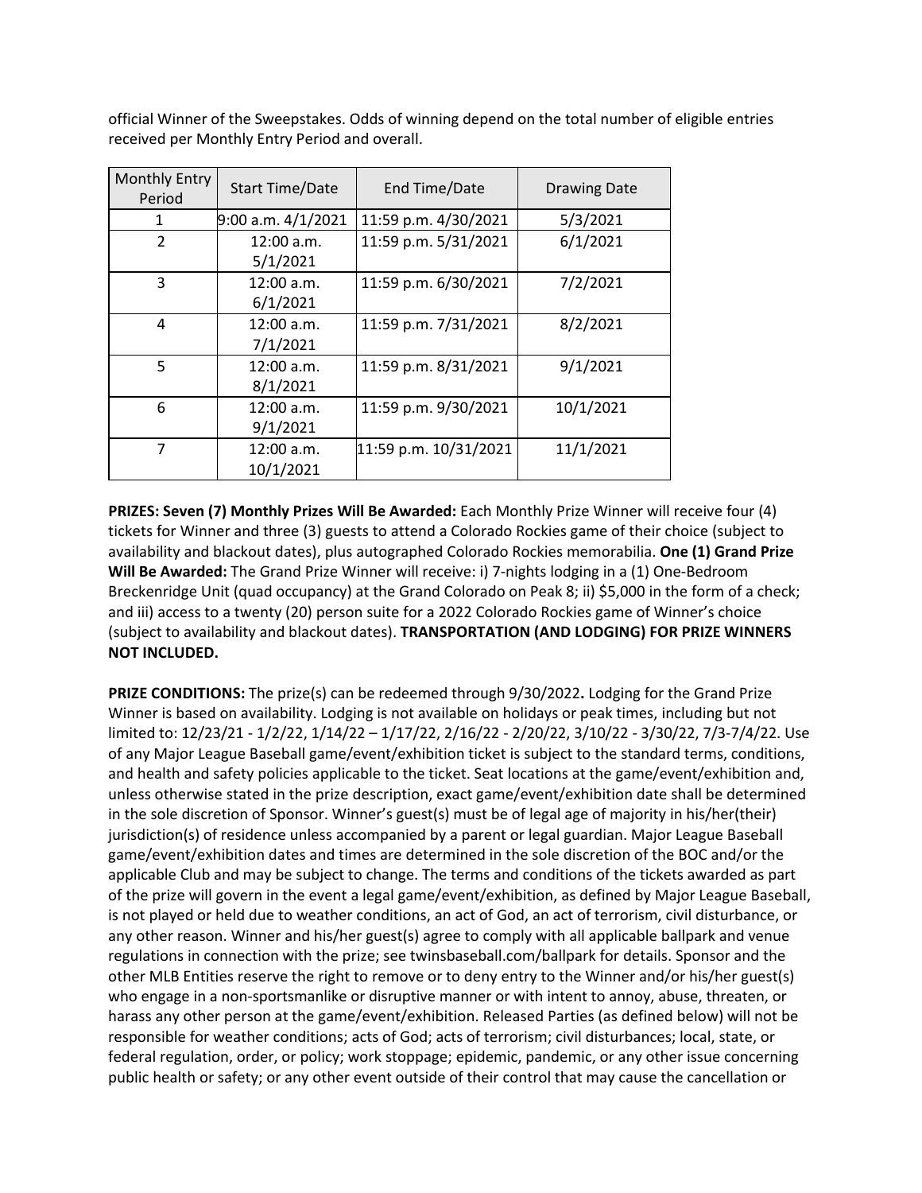official Winner of the Sweepstakes. Odds of winning depend on the total number of eligible entries received per Monthly Entry Period and overall.

| Monthly Entry Period | Start Time/Date | End Time/Date | Drawing Date |
|---|---|---|---|
| 1 | 9:00 a.m. 4/1/2021 | 11:59 p.m. 4/30/2021 | 5/3/2021 |
| 2 | 12:00 a.m. 5/1/2021 | 11:59 p.m. 5/31/2021 | 6/1/2021 |
| 3 | 12:00 a.m. 6/1/2021 | 11:59 p.m. 6/30/2021 | 7/2/2021 |
| 4 | 12:00 a.m. 7/1/2021 | 11:59 p.m. 7/31/2021 | 8/2/2021 |
| 5 | 12:00 a.m. 8/1/2021 | 11:59 p.m. 8/31/2021 | 9/1/2021 |
| 6 | 12:00 a.m. 9/1/2021 | 11:59 p.m. 9/30/2021 | 10/1/2021 |
| 7 | 12:00 a.m. 10/1/2021 | 11:59 p.m. 10/31/2021 | 11/1/2021 |

**PRIZES: Seven (7) Monthly Prizes Will Be Awarded:** Each Monthly Prize Winner will receive four (4) tickets for Winner and three (3) guests to attend a Colorado Rockies game of their choice (subject to availability and blackout dates), plus autographed Colorado Rockies memorabilia. **One (1) Grand Prize Will Be Awarded:** The Grand Prize Winner will receive: i) 7-nights lodging in a (1) One-Bedroom Breckenridge Unit (quad occupancy) at the Grand Colorado on Peak 8; ii) $5,000 in the form of a check; and iii) access to a twenty (20) person suite for a 2022 Colorado Rockies game of Winner's choice (subject to availability and blackout dates). **TRANSPORTATION (AND LODGING) FOR PRIZE WINNERS NOT INCLUDED.**

**PRIZE CONDITIONS:** The prize(s) can be redeemed through 9/30/2022**.** Lodging for the Grand Prize Winner is based on availability. Lodging is not available on holidays or peak times, including but not limited to: 12/23/21 - 1/2/22, 1/14/22 – 1/17/22, 2/16/22 - 2/20/22, 3/10/22 - 3/30/22, 7/3-7/4/22. Use of any Major League Baseball game/event/exhibition ticket is subject to the standard terms, conditions, and health and safety policies applicable to the ticket. Seat locations at the game/event/exhibition and, unless otherwise stated in the prize description, exact game/event/exhibition date shall be determined in the sole discretion of Sponsor. Winner's guest(s) must be of legal age of majority in his/her(their) jurisdiction(s) of residence unless accompanied by a parent or legal guardian. Major League Baseball game/event/exhibition dates and times are determined in the sole discretion of the BOC and/or the applicable Club and may be subject to change. The terms and conditions of the tickets awarded as part of the prize will govern in the event a legal game/event/exhibition, as defined by Major League Baseball, is not played or held due to weather conditions, an act of God, an act of terrorism, civil disturbance, or any other reason. Winner and his/her guest(s) agree to comply with all applicable ballpark and venue regulations in connection with the prize; see twinsbaseball.com/ballpark for details. Sponsor and the other MLB Entities reserve the right to remove or to deny entry to the Winner and/or his/her guest(s) who engage in a non-sportsmanlike or disruptive manner or with intent to annoy, abuse, threaten, or harass any other person at the game/event/exhibition. Released Parties (as defined below) will not be responsible for weather conditions; acts of God; acts of terrorism; civil disturbances; local, state, or federal regulation, order, or policy; work stoppage; epidemic, pandemic, or any other issue concerning public health or safety; or any other event outside of their control that may cause the cancellation or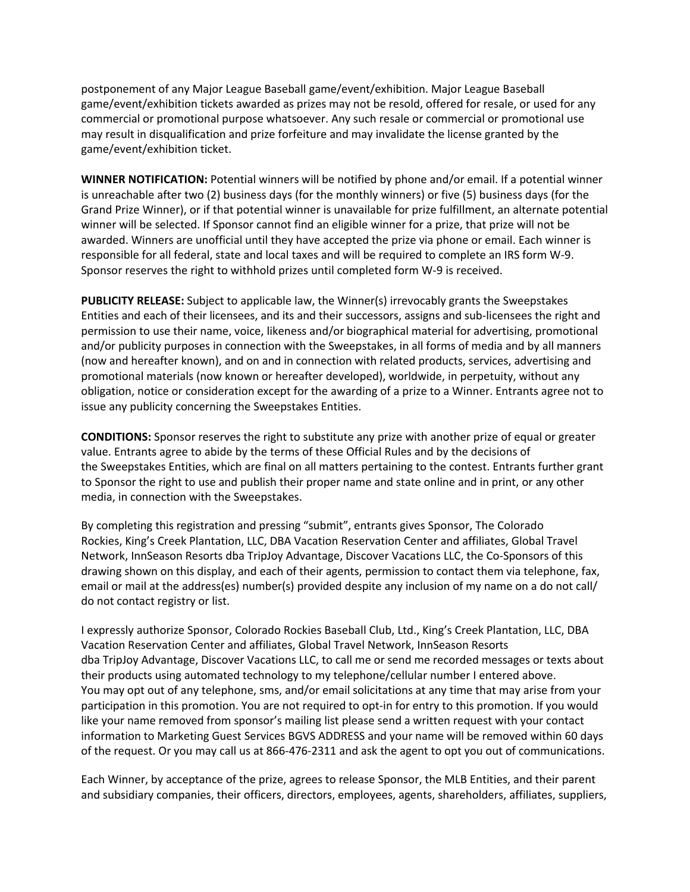postponement of any Major League Baseball game/event/exhibition. Major League Baseball game/event/exhibition tickets awarded as prizes may not be resold, offered for resale, or used for any commercial or promotional purpose whatsoever. Any such resale or commercial or promotional use may result in disqualification and prize forfeiture and may invalidate the license granted by the game/event/exhibition ticket.

**WINNER NOTIFICATION:** Potential winners will be notified by phone and/or email. If a potential winner is unreachable after two (2) business days (for the monthly winners) or five (5) business days (for the Grand Prize Winner), or if that potential winner is unavailable for prize fulfillment, an alternate potential winner will be selected. If Sponsor cannot find an eligible winner for a prize, that prize will not be awarded. Winners are unofficial until they have accepted the prize via phone or email. Each winner is responsible for all federal, state and local taxes and will be required to complete an IRS form W-9. Sponsor reserves the right to withhold prizes until completed form W-9 is received.

**PUBLICITY RELEASE:** Subject to applicable law, the Winner(s) irrevocably grants the Sweepstakes Entities and each of their licensees, and its and their successors, assigns and sub-licensees the right and permission to use their name, voice, likeness and/or biographical material for advertising, promotional and/or publicity purposes in connection with the Sweepstakes, in all forms of media and by all manners (now and hereafter known), and on and in connection with related products, services, advertising and promotional materials (now known or hereafter developed), worldwide, in perpetuity, without any obligation, notice or consideration except for the awarding of a prize to a Winner. Entrants agree not to issue any publicity concerning the Sweepstakes Entities.

**CONDITIONS:** Sponsor reserves the right to substitute any prize with another prize of equal or greater value. Entrants agree to abide by the terms of these Official Rules and by the decisions of the Sweepstakes Entities, which are final on all matters pertaining to the contest. Entrants further grant to Sponsor the right to use and publish their proper name and state online and in print, or any other media, in connection with the Sweepstakes.

By completing this registration and pressing "submit", entrants gives Sponsor, The Colorado Rockies, King's Creek Plantation, LLC, DBA Vacation Reservation Center and affiliates, Global Travel Network, InnSeason Resorts dba TripJoy Advantage, Discover Vacations LLC, the Co-Sponsors of this drawing shown on this display, and each of their agents, permission to contact them via telephone, fax, email or mail at the address(es) number(s) provided despite any inclusion of my name on a do not call/ do not contact registry or list.

I expressly authorize Sponsor, Colorado Rockies Baseball Club, Ltd., King's Creek Plantation, LLC, DBA Vacation Reservation Center and affiliates, Global Travel Network, InnSeason Resorts dba TripJoy Advantage, Discover Vacations LLC, to call me or send me recorded messages or texts about their products using automated technology to my telephone/cellular number I entered above. You may opt out of any telephone, sms, and/or email solicitations at any time that may arise from your participation in this promotion. You are not required to opt-in for entry to this promotion. If you would like your name removed from sponsor's mailing list please send a written request with your contact information to Marketing Guest Services BGVS ADDRESS and your name will be removed within 60 days of the request. Or you may call us at 866-476-2311 and ask the agent to opt you out of communications.

Each Winner, by acceptance of the prize, agrees to release Sponsor, the MLB Entities, and their parent and subsidiary companies, their officers, directors, employees, agents, shareholders, affiliates, suppliers,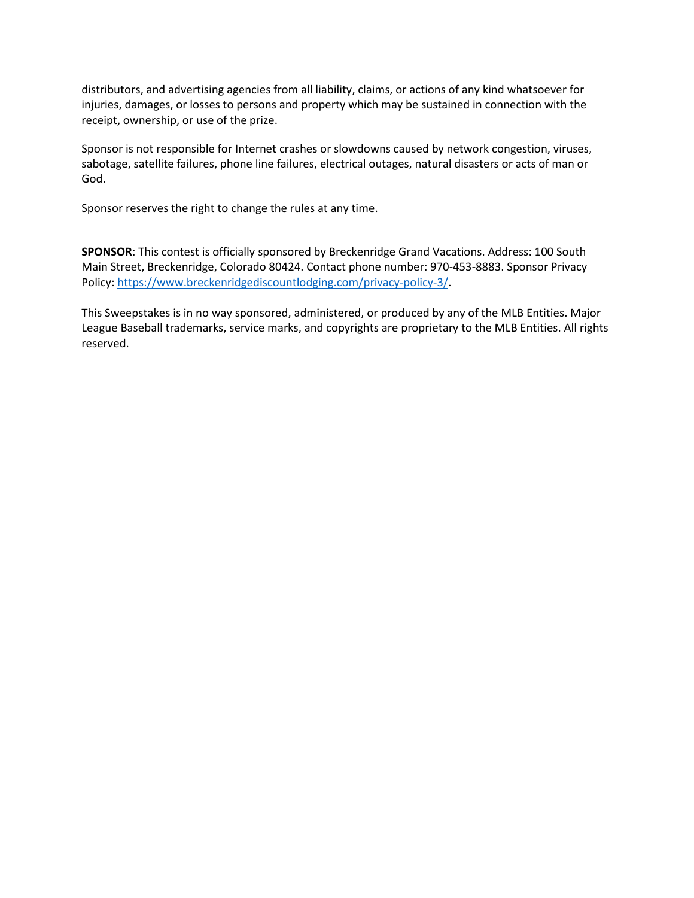distributors, and advertising agencies from all liability, claims, or actions of any kind whatsoever for injuries, damages, or losses to persons and property which may be sustained in connection with the receipt, ownership, or use of the prize.

Sponsor is not responsible for Internet crashes or slowdowns caused by network congestion, viruses, sabotage, satellite failures, phone line failures, electrical outages, natural disasters or acts of man or God.

Sponsor reserves the right to change the rules at any time.

**SPONSOR**: This contest is officially sponsored by Breckenridge Grand Vacations. Address: 100 South Main Street, Breckenridge, Colorado 80424. Contact phone number: 970-453-8883. Sponsor Privacy Policy: [https://www.breckenridgediscountlodging.com/privacy-policy-3/](https://www.breckenridgediscountlodging.com/privacy-policy-3/).

This Sweepstakes is in no way sponsored, administered, or produced by any of the MLB Entities. Major League Baseball trademarks, service marks, and copyrights are proprietary to the MLB Entities. All rights reserved.